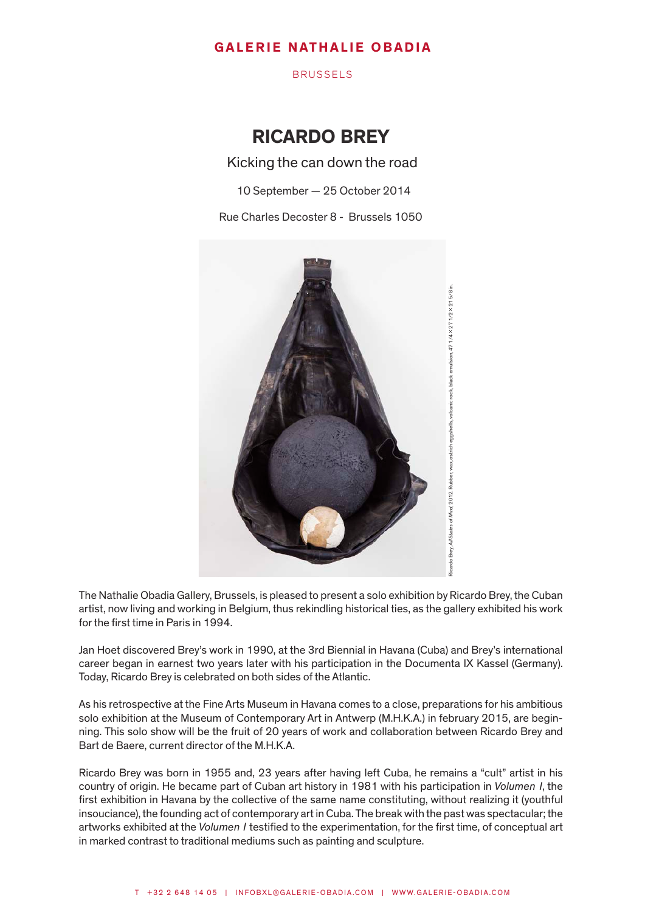**GALERIE NATHALIE OBADIA**

BRUSSELS

# RICARDO BREY

## Kicking the can down the road

10 September — 25 October 2014

Rue Charles Decoster 8 - Brussels 1050

Ricardo Brey, *All States of Mind*, 2012. Rubber, wax, ostrich eggshells, volcanic rock, black emulsion, 47 1/4 × 27 1/2 × 21 5/8 in.

The Nathalie Obadia Gallery, Brussels, is pleased to present a solo exhibition by Ricardo Brey, the Cuban artist, now living and working in Belgium, thus rekindling historical ties, as the gallery exhibited his work for the first time in Paris in 1994.

Jan Hoet discovered Brey's work in 1990, at the 3rd Biennial in Havana (Cuba) and Brey's international career began in earnest two years later with his participation in the Documenta IX Kassel (Germany). Today, Ricardo Brey is celebrated on both sides of the Atlantic.

As his retrospective at the Fine Arts Museum in Havana comes to a close, preparations for his ambitious solo exhibition at the Museum of Contemporary Art in Antwerp (M.H.K.A.) in february 2015, are beginning. This solo show will be the fruit of 20 years of work and collaboration between Ricardo Brey and Bart de Baere, current director of the M.H.K.A.

Ricardo Brey was born in 1955 and, 23 years after having left Cuba, he remains a "cult" artist in his country of origin. He became part of Cuban art history in 1981 with his participation in *Volumen I*, the first exhibition in Havana by the collective of the same name constituting, without realizing it (youthful insouciance), the founding act of contemporary art in Cuba. The break with the past was spectacular; the artworks exhibited at the *Volumen I* testified to the experimentation, for the first time, of conceptual art in marked contrast to traditional mediums such as painting and sculpture.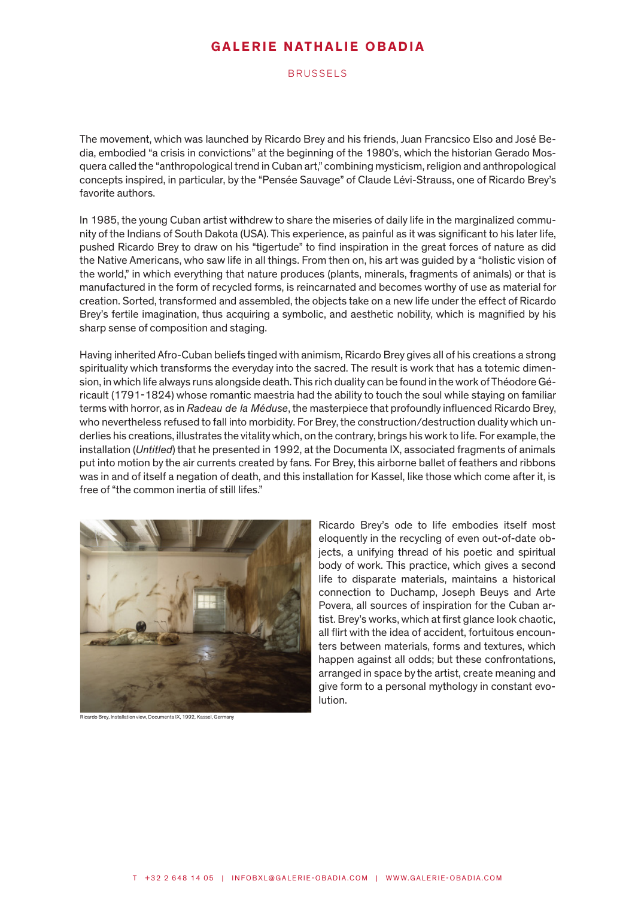The movement, which was launched by Ricardo Brey and his friends, Juan Francsico Elso and José Bedia, embodied "a crisis in convictions" at the beginning of the 1980's, which the historian Gerado Mosquera called the "anthropological trend in Cuban art," combining mysticism, religion and anthropological concepts inspired, in particular, by the "Pensée Sauvage" of Claude Lévi-Strauss, one of Ricardo Brey's favorite authors.

In 1985, the young Cuban artist withdrew to share the miseries of daily life in the marginalized community of the Indians of South Dakota (USA). This experience, as painful as it was significant to his later life, pushed Ricardo Brey to draw on his "tigertude" to find inspiration in the great forces of nature as did the Native Americans, who saw life in all things. From then on, his art was guided by a "holistic vision of the world," in which everything that nature produces (plants, minerals, fragments of animals) or that is manufactured in the form of recycled forms, is reincarnated and becomes worthy of use as material for creation. Sorted, transformed and assembled, the objects take on a new life under the effect of Ricardo Brey's fertile imagination, thus acquiring a symbolic, and aesthetic nobility, which is magnified by his sharp sense of composition and staging.

Having inherited Afro-Cuban beliefs tinged with animism, Ricardo Brey gives all of his creations a strong spirituality which transforms the everyday into the sacred. The result is work that has a totemic dimension, in which life always runs alongside death. This rich duality can be found in the work of Théodore Géricault (1791-1824) whose romantic maestria had the ability to touch the soul while staying on familiar terms with horror, as in *Radeau de la Méduse*, the masterpiece that profoundly influenced Ricardo Brey, who nevertheless refused to fall into morbidity. For Brey, the construction/destruction duality which underlies his creations, illustrates the vitality which, on the contrary, brings his work to life. For example, the installation (*Untitled*) that he presented in 1992, at the Documenta IX, associated fragments of animals put into motion by the air currents created by fans. For Brey, this airborne ballet of feathers and ribbons was in and of itself a negation of death, and this installation for Kassel, like those which come after it, is free of "the common inertia of still lifes."

Ricardo Brey, Installation view, Documenta IX, 1992, Kassel, Germany

Ricardo Brey's ode to life embodies itself most eloquently in the recycling of even out-of-date objects, a unifying thread of his poetic and spiritual body of work. This practice, which gives a second life to disparate materials, maintains a historical connection to Duchamp, Joseph Beuys and Arte Povera, all sources of inspiration for the Cuban artist. Brey's works, which at first glance look chaotic, all flirt with the idea of accident, fortuitous encounters between materials, forms and textures, which happen against all odds; but these confrontations, arranged in space by the artist, create meaning and give form to a personal mythology in constant evolution.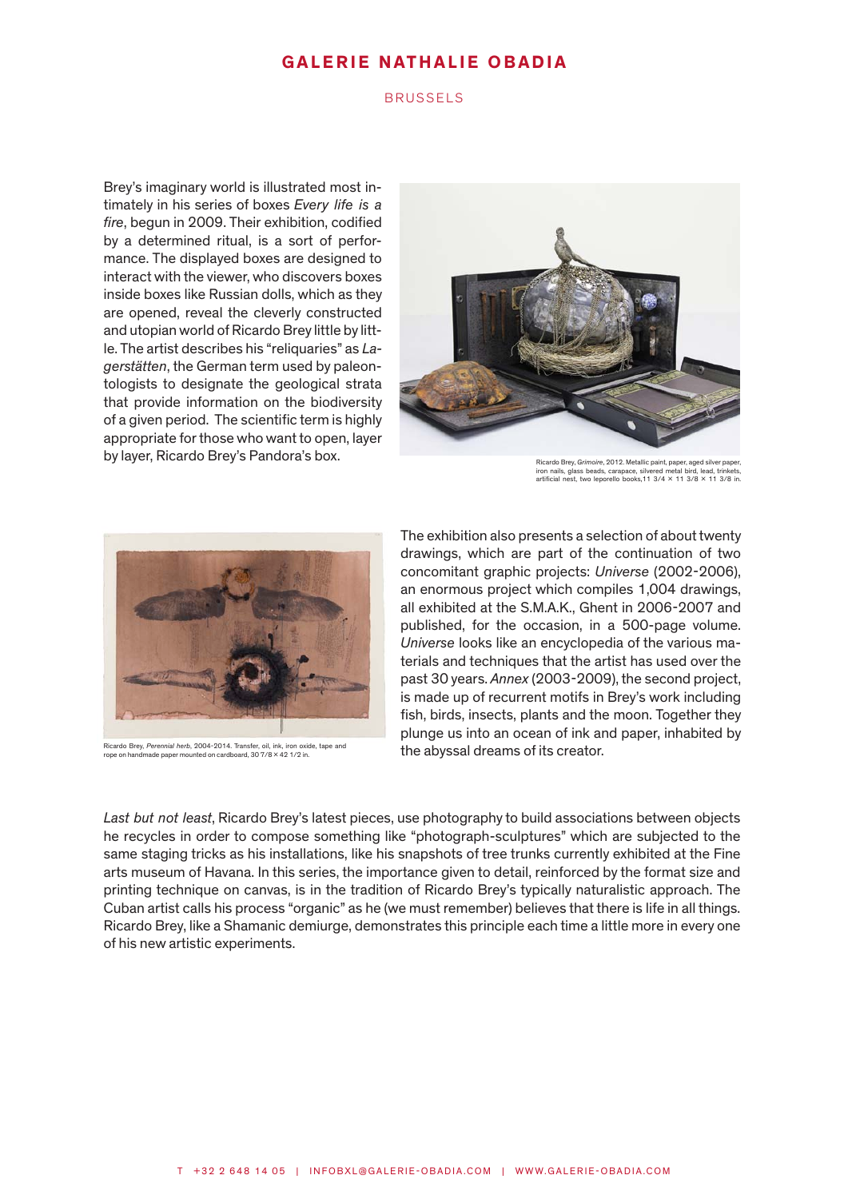Brey's imaginary world is illustrated most intimately in his series of boxes *Every life is a fire*, begun in 2009. Their exhibition, codified by a determined ritual, is a sort of performance. The displayed boxes are designed to interact with the viewer, who discovers boxes inside boxes like Russian dolls, which as they are opened, reveal the cleverly constructed and utopian world of Ricardo Brey little by little. The artist describes his "reliquaries" as *Lagerstätten*, the German term used by paleontologists to designate the geological strata that provide information on the biodiversity of a given period. The scientific term is highly appropriate for those who want to open, layer by layer, Ricardo Brey's Pandora's box.

Ricardo Brey, *Grimoire*, 2012. Metallic paint, paper, aged silver paper, iron nails, glass beads, carapace, silvered metal bird, lead, trinkets, artificial nest, two leporello books, 11 3/4 × 11 3/8 × 11 3/8 in.

Ricardo Brey, *Perennial herb*, 2004-2014. Transfer, oil, ink, iron oxide, tape and rope on handmade paper mounted on cardboard, 30 7/8 × 42 1/2 in.

The exhibition also presents a selection of about twenty drawings, which are part of the continuation of two concomitant graphic projects: *Universe* (2002-2006), an enormous project which compiles 1,004 drawings, all exhibited at the S.M.A.K., Ghent in 2006-2007 and published, for the occasion, in a 500-page volume. *Universe* looks like an encyclopedia of the various materials and techniques that the artist has used over the past 30 years. *Annex* (2003-2009), the second project, is made up of recurrent motifs in Brey's work including fish, birds, insects, plants and the moon. Together they plunge us into an ocean of ink and paper, inhabited by the abyssal dreams of its creator.

*Last but not least*, Ricardo Brey's latest pieces, use photography to build associations between objects he recycles in order to compose something like "photograph-sculptures" which are subjected to the same staging tricks as his installations, like his snapshots of tree trunks currently exhibited at the Fine arts museum of Havana. In this series, the importance given to detail, reinforced by the format size and printing technique on canvas, is in the tradition of Ricardo Brey's typically naturalistic approach. The Cuban artist calls his process "organic" as he (we must remember) believes that there is life in all things. Ricardo Brey, like a Shamanic demiurge, demonstrates this principle each time a little more in every one of his new artistic experiments.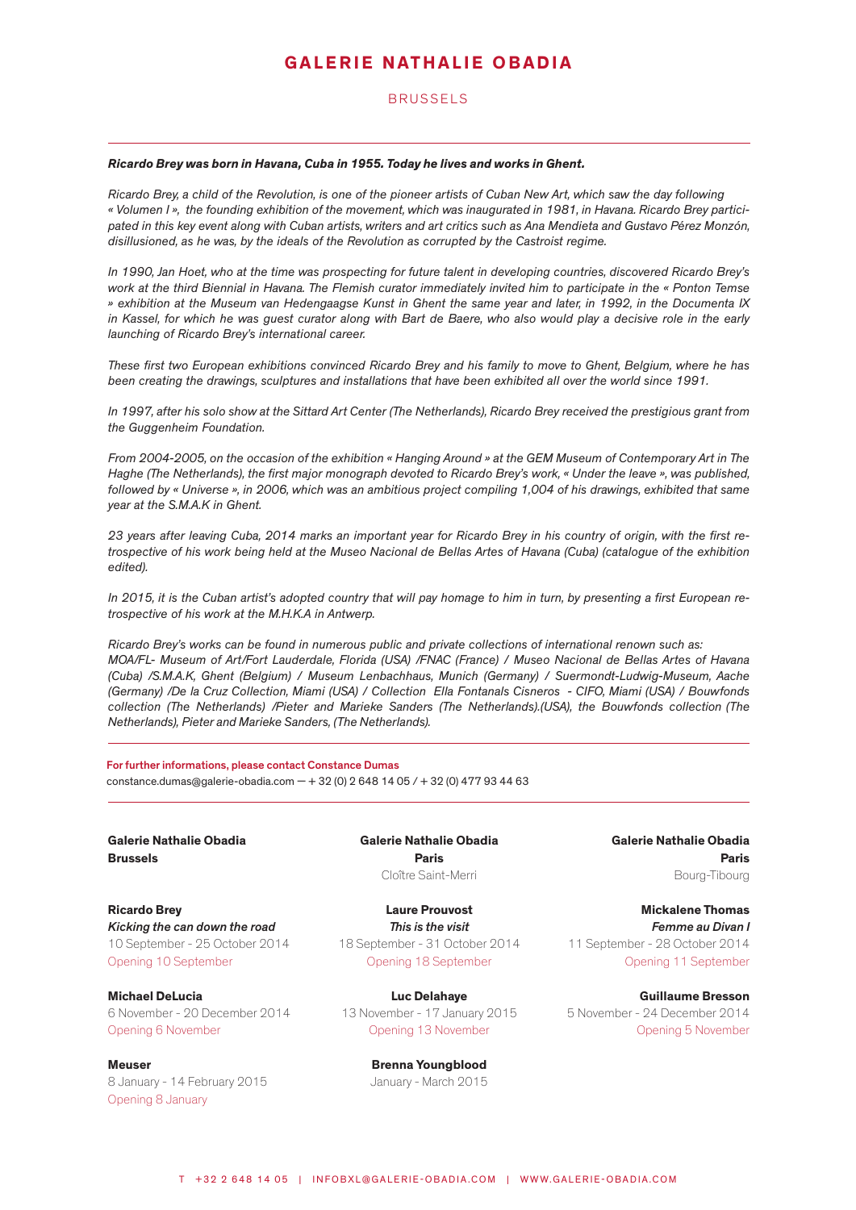# GALERIE NATHALIE OBADIA

BRUSSELS

***Ricardo Brey was born in Havana, Cuba in 1955. Today he lives and works in Ghent.***

*Ricardo Brey, a child of the Revolution, is one of the pioneer artists of Cuban New Art, which saw the day following « Volumen I », the founding exhibition of the movement, which was inaugurated in 1981, in Havana. Ricardo Brey participated in this key event along with Cuban artists, writers and art critics such as Ana Mendieta and Gustavo Pérez Monzón, disillusioned, as he was, by the ideals of the Revolution as corrupted by the Castroist regime.*

*In 1990, Jan Hoet, who at the time was prospecting for future talent in developing countries, discovered Ricardo Brey's work at the third Biennial in Havana. The Flemish curator immediately invited him to participate in the « Ponton Temse » exhibition at the Museum van Hedengaagse Kunst in Ghent the same year and later, in 1992, in the Documenta IX in Kassel, for which he was guest curator along with Bart de Baere, who also would play a decisive role in the early launching of Ricardo Brey's international career.*

*These first two European exhibitions convinced Ricardo Brey and his family to move to Ghent, Belgium, where he has been creating the drawings, sculptures and installations that have been exhibited all over the world since 1991.*

*In 1997, after his solo show at the Sittard Art Center (The Netherlands), Ricardo Brey received the prestigious grant from the Guggenheim Foundation.*

*From 2004-2005, on the occasion of the exhibition « Hanging Around » at the GEM Museum of Contemporary Art in The Haghe (The Netherlands), the first major monograph devoted to Ricardo Brey's work, « Under the leave », was published, followed by « Universe », in 2006, which was an ambitious project compiling 1,004 of his drawings, exhibited that same year at the S.M.A.K in Ghent.*

*23 years after leaving Cuba, 2014 marks an important year for Ricardo Brey in his country of origin, with the first retrospective of his work being held at the Museo Nacional de Bellas Artes of Havana (Cuba) (catalogue of the exhibition edited).*

*In 2015, it is the Cuban artist's adopted country that will pay homage to him in turn, by presenting a first European retrospective of his work at the M.H.K.A in Antwerp.*

*Ricardo Brey's works can be found in numerous public and private collections of international renown such as: MOA/FL- Museum of Art/Fort Lauderdale, Florida (USA) /FNAC (France) / Museo Nacional de Bellas Artes of Havana (Cuba) /S.M.A.K, Ghent (Belgium) / Museum Lenbachhaus, Munich (Germany) / Suermondt-Ludwig-Museum, Aache (Germany) /De la Cruz Collection, Miami (USA) / Collection Ella Fontanals Cisneros - CIFO, Miami (USA) / Bouwfonds collection (The Netherlands) /Pieter and Marieke Sanders (The Netherlands).(USA), the Bouwfonds collection (The Netherlands), Pieter and Marieke Sanders, (The Netherlands).*

---

**For further informations, please contact Constance Dumas**
constance.dumas@galerie-obadia.com — + 32 (0) 2 648 14 05 / + 32 (0) 477 93 44 63

---

**Galerie Nathalie Obadia**
**Brussels**

**Ricardo Brey**
***Kicking the can down the road***
10 September - 25 October 2014
Opening 10 September

**Michael DeLucia**
6 November - 20 December 2014
Opening 6 November

**Meuser**
8 January - 14 February 2015
Opening 8 January

**Galerie Nathalie Obadia**
**Paris**
Cloître Saint-Merri

**Laure Prouvost**
***This is the visit***
18 September - 31 October 2014
Opening 18 September

**Luc Delahaye**
13 November - 17 January 2015
Opening 13 November

**Brenna Youngblood**
January - March 2015

**Galerie Nathalie Obadia**
**Paris**
Bourg-Tibourg

**Mickalene Thomas**
***Femme au Divan I***
11 September - 28 October 2014
Opening 11 September

**Guillaume Bresson**
5 November - 24 December 2014
Opening 5 November

T +32 2 648 14 05 | INFOBXL@GALERIE-OBADIA.COM | WWW.GALERIE-OBADIA.COM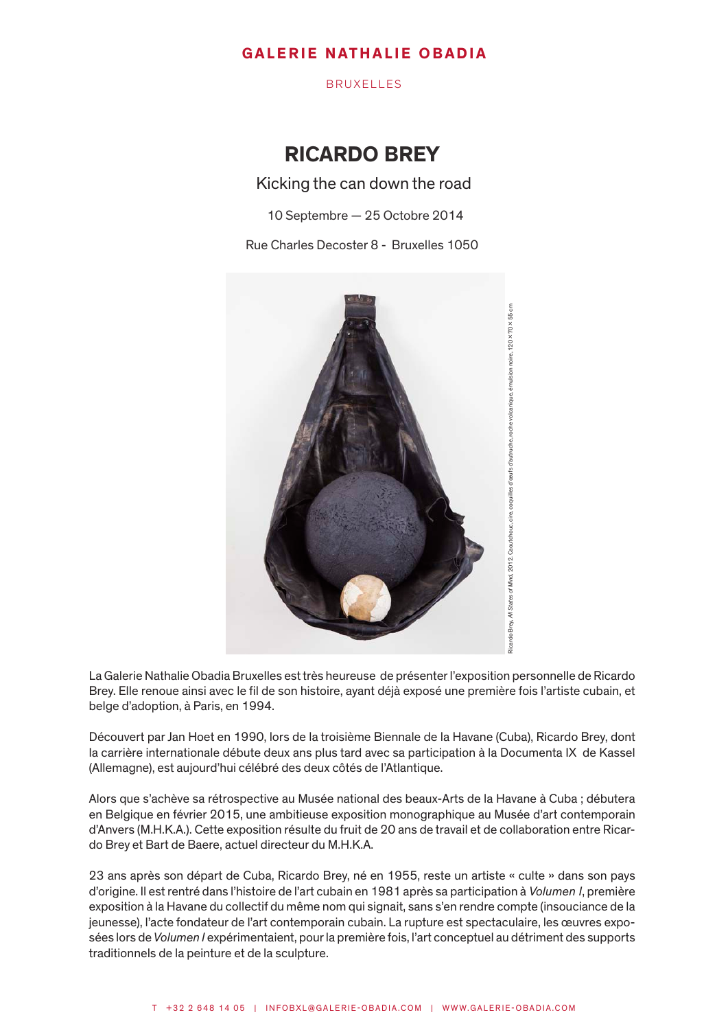GALERIE NATHALIE OBADIA

BRUXELLES

# RICARDO BREY

## Kicking the can down the road

10 Septembre — 25 Octobre 2014

Rue Charles Decoster 8 - Bruxelles 1050

Ricardo Brey, *All States of Mind*, 2012. Caoutchouc, cire, coquilles d'œufs d'autruche, roche volcanique, émulsion noire, 120 × 70 × 55 cm

La Galerie Nathalie Obadia Bruxelles est très heureuse de présenter l'exposition personnelle de Ricardo Brey. Elle renoue ainsi avec le fil de son histoire, ayant déjà exposé une première fois l'artiste cubain, et belge d'adoption, à Paris, en 1994.

Découvert par Jan Hoet en 1990, lors de la troisième Biennale de la Havane (Cuba), Ricardo Brey, dont la carrière internationale débute deux ans plus tard avec sa participation à la Documenta IX de Kassel (Allemagne), est aujourd'hui célébré des deux côtés de l'Atlantique.

Alors que s'achève sa rétrospective au Musée national des beaux-Arts de la Havane à Cuba ; débutera en Belgique en février 2015, une ambitieuse exposition monographique au Musée d'art contemporain d'Anvers (M.H.K.A.). Cette exposition résulte du fruit de 20 ans de travail et de collaboration entre Ricardo Brey et Bart de Baere, actuel directeur du M.H.K.A.

23 ans après son départ de Cuba, Ricardo Brey, né en 1955, reste un artiste « culte » dans son pays d'origine. Il est rentré dans l'histoire de l'art cubain en 1981 après sa participation à *Volumen I*, première exposition à la Havane du collectif du même nom qui signait, sans s'en rendre compte (insouciance de la jeunesse), l'acte fondateur de l'art contemporain cubain. La rupture est spectaculaire, les œuvres exposées lors de *Volumen I* expérimentaient, pour la première fois, l'art conceptuel au détriment des supports traditionnels de la peinture et de la sculpture.

T +32 2 648 14 05 | INFOBXL@GALERIE-OBADIA.COM | WWW.GALERIE-OBADIA.COM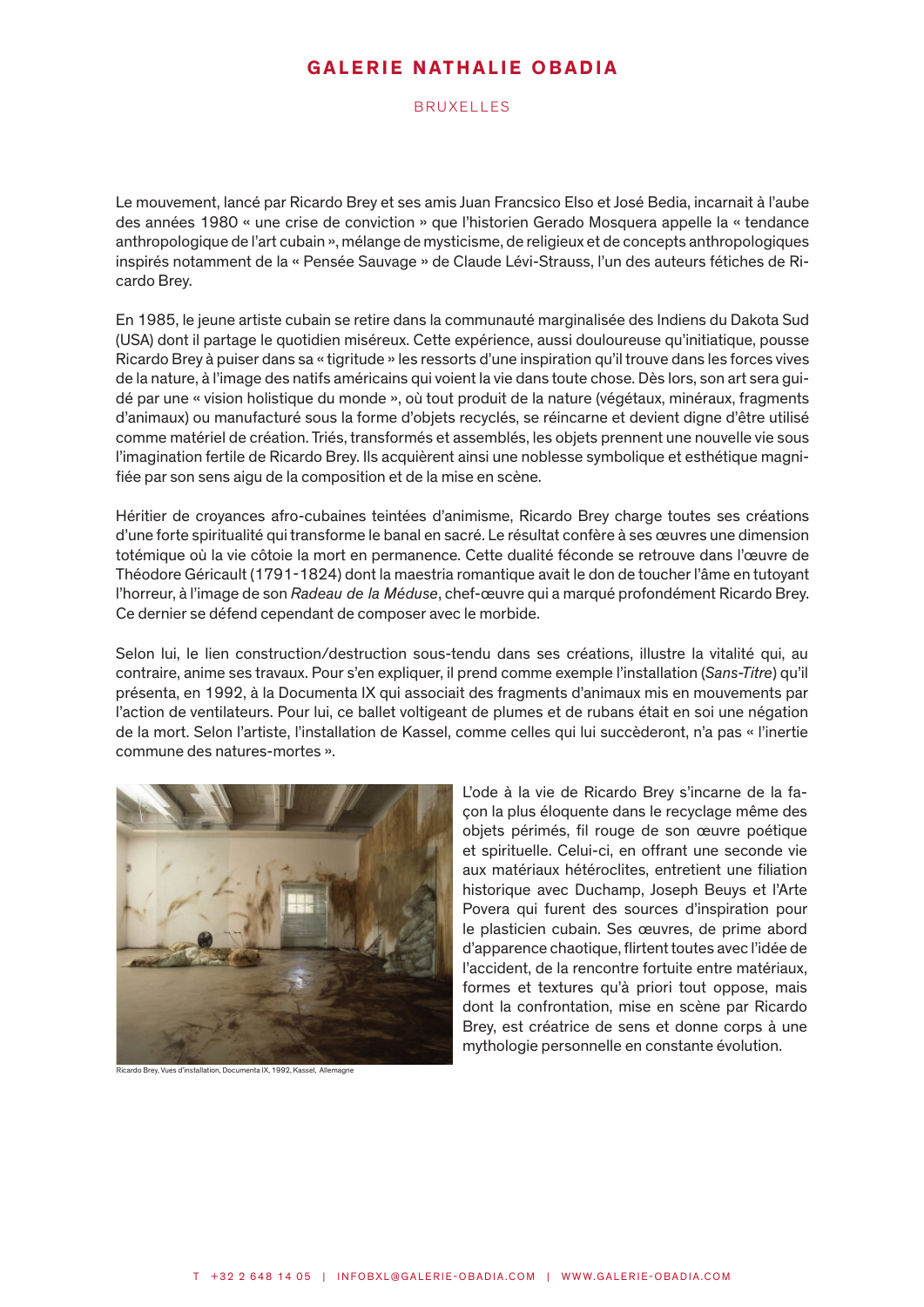Le mouvement, lancé par Ricardo Brey et ses amis Juan Francsico Elso et José Bedia, incarnait à l'aube des années 1980 « une crise de conviction » que l'historien Gerado Mosquera appelle la « tendance anthropologique de l'art cubain », mélange de mysticisme, de religieux et de concepts anthropologiques inspirés notamment de la « Pensée Sauvage » de Claude Lévi-Strauss, l'un des auteurs fétiches de Ricardo Brey.

En 1985, le jeune artiste cubain se retire dans la communauté marginalisée des Indiens du Dakota Sud (USA) dont il partage le quotidien miséreux. Cette expérience, aussi douloureuse qu'initiatique, pousse Ricardo Brey à puiser dans sa « tigritude » les ressorts d'une inspiration qu'il trouve dans les forces vives de la nature, à l'image des natifs américains qui voient la vie dans toute chose. Dès lors, son art sera guidé par une « vision holistique du monde », où tout produit de la nature (végétaux, minéraux, fragments d'animaux) ou manufacturé sous la forme d'objets recyclés, se réincarne et devient digne d'être utilisé comme matériel de création. Triés, transformés et assemblés, les objets prennent une nouvelle vie sous l'imagination fertile de Ricardo Brey. Ils acquièrent ainsi une noblesse symbolique et esthétique magnifiée par son sens aigu de la composition et de la mise en scène.

Héritier de croyances afro-cubaines teintées d'animisme, Ricardo Brey charge toutes ses créations d'une forte spiritualité qui transforme le banal en sacré. Le résultat confère à ses œuvres une dimension totémique où la vie côtoie la mort en permanence. Cette dualité féconde se retrouve dans l'œuvre de Théodore Géricault (1791-1824) dont la maestria romantique avait le don de toucher l'âme en tutoyant l'horreur, à l'image de son *Radeau de la Méduse*, chef-œuvre qui a marqué profondément Ricardo Brey. Ce dernier se défend cependant de composer avec le morbide.

Selon lui, le lien construction/destruction sous-tendu dans ses créations, illustre la vitalité qui, au contraire, anime ses travaux. Pour s'en expliquer, il prend comme exemple l'installation (*Sans-Titre*) qu'il présenta, en 1992, à la Documenta IX qui associait des fragments d'animaux mis en mouvements par l'action de ventilateurs. Pour lui, ce ballet voltigeant de plumes et de rubans était en soi une négation de la mort. Selon l'artiste, l'installation de Kassel, comme celles qui lui succèderont, n'a pas « l'inertie commune des natures-mortes ».

Ricardo Brey, Vues d'installation, Documenta IX, 1992, Kassel, Allemagne

L'ode à la vie de Ricardo Brey s'incarne de la façon la plus éloquente dans le recyclage même des objets périmés, fil rouge de son œuvre poétique et spirituelle. Celui-ci, en offrant une seconde vie aux matériaux hétéroclites, entretient une filiation historique avec Duchamp, Joseph Beuys et l'Arte Povera qui furent des sources d'inspiration pour le plasticien cubain. Ses œuvres, de prime abord d'apparence chaotique, flirtent toutes avec l'idée de l'accident, de la rencontre fortuite entre matériaux, formes et textures qu'à priori tout oppose, mais dont la confrontation, mise en scène par Ricardo Brey, est créatrice de sens et donne corps à une mythologie personnelle en constante évolution.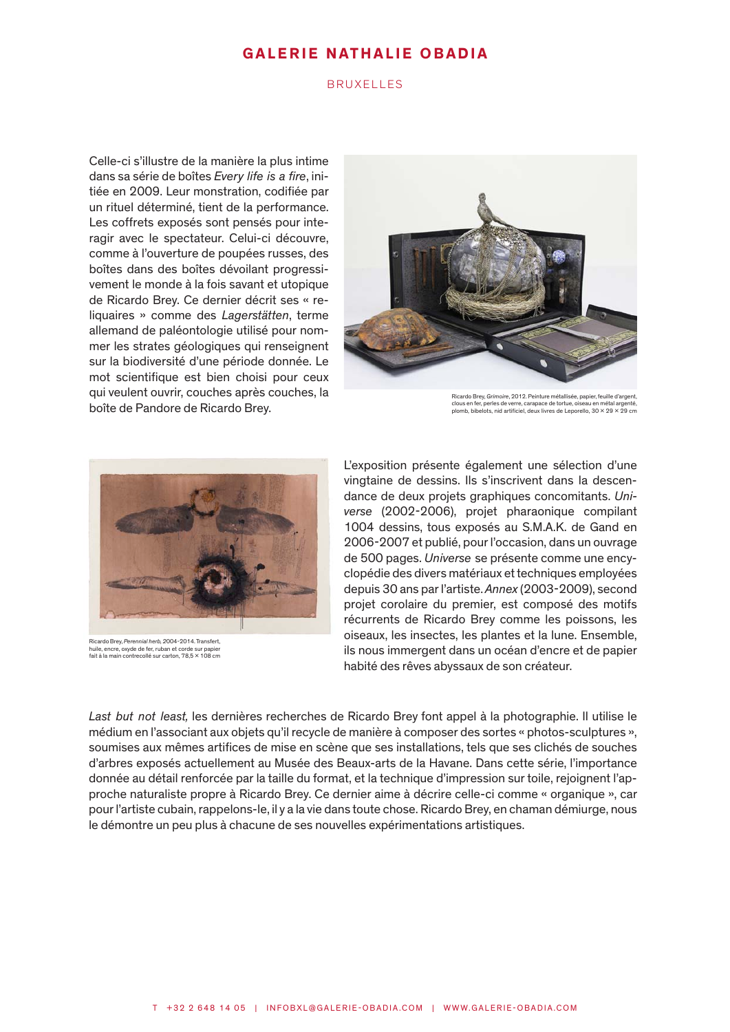Celle-ci s'illustre de la manière la plus intime dans sa série de boîtes *Every life is a fire*, initiée en 2009. Leur monstration, codifiée par un rituel déterminé, tient de la performance. Les coffrets exposés sont pensés pour interagir avec le spectateur. Celui-ci découvre, comme à l'ouverture de poupées russes, des boîtes dans des boîtes dévoilant progressivement le monde à la fois savant et utopique de Ricardo Brey. Ce dernier décrit ses « reliquaires » comme des *Lagerstätten*, terme allemand de paléontologie utilisé pour nommer les strates géologiques qui renseignent sur la biodiversité d'une période donnée. Le mot scientifique est bien choisi pour ceux qui veulent ouvrir, couches après couches, la boîte de Pandore de Ricardo Brey.

Ricardo Brey, *Grimoire*, 2012. Peinture métallisée, papier, feuille d'argent, clous en fer, perles de verre, carapace de tortue, oiseau en métal argenté, plomb, bibelots, nid artificiel, deux livres de Leporello, 30 × 29 × 29 cm

L'exposition présente également une sélection d'une vingtaine de dessins. Ils s'inscrivent dans la descendance de deux projets graphiques concomitants. *Universe* (2002-2006), projet pharaonique compilant 1004 dessins, tous exposés au S.M.A.K. de Gand en 2006-2007 et publié, pour l'occasion, dans un ouvrage de 500 pages. *Universe* se présente comme une encyclopédie des divers matériaux et techniques employées depuis 30 ans par l'artiste. *Annex* (2003-2009), second projet corolaire du premier, est composé des motifs récurrents de Ricardo Brey comme les poissons, les oiseaux, les insectes, les plantes et la lune. Ensemble, ils nous immergent dans un océan d'encre et de papier habité des rêves abyssaux de son créateur.

Ricardo Brey, *Perennial herb*, 2004-2014. Transfert, huile, encre, oxyde de fer, ruban et corde sur papier fait à la main contrecollé sur carton, 78,5 × 108 cm

*Last but not least,* les dernières recherches de Ricardo Brey font appel à la photographie. Il utilise le médium en l'associant aux objets qu'il recycle de manière à composer des sortes « photos-sculptures », soumises aux mêmes artifices de mise en scène que ses installations, tels que ses clichés de souches d'arbres exposés actuellement au Musée des Beaux-arts de la Havane. Dans cette série, l'importance donnée au détail renforcée par la taille du format, et la technique d'impression sur toile, rejoignent l'approche naturaliste propre à Ricardo Brey. Ce dernier aime à décrire celle-ci comme « organique », car pour l'artiste cubain, rappelons-le, il y a la vie dans toute chose. Ricardo Brey, en chaman démiurge, nous le démontre un peu plus à chacune de ses nouvelles expérimentations artistiques.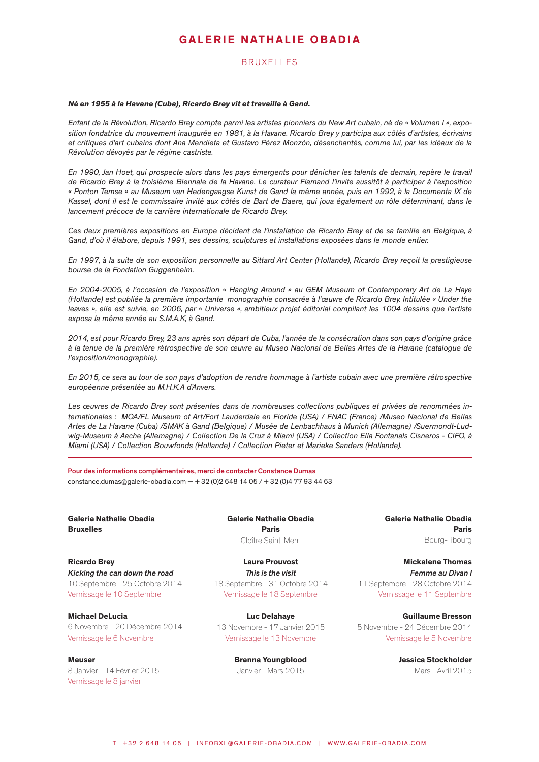# GALERIE NATHALIE OBADIA

## BRUXELLES

***Né en 1955 à la Havane (Cuba), Ricardo Brey vit et travaille à Gand.***

*Enfant de la Révolution, Ricardo Brey compte parmi les artistes pionniers du New Art cubain, né de « Volumen I », exposition fondatrice du mouvement inaugurée en 1981, à la Havane. Ricardo Brey y participa aux côtés d'artistes, écrivains et critiques d'art cubains dont Ana Mendieta et Gustavo Pérez Monzón, désenchantés, comme lui, par les idéaux de la Révolution dévoyés par le régime castriste.*

*En 1990, Jan Hoet, qui prospecte alors dans les pays émergents pour dénicher les talents de demain, repère le travail de Ricardo Brey à la troisième Biennale de la Havane. Le curateur Flamand l'invite aussitôt à participer à l'exposition « Ponton Temse » au Museum van Hedengaagse Kunst de Gand la même année, puis en 1992, à la Documenta IX de Kassel, dont il est le commissaire invité aux côtés de Bart de Baere, qui joua également un rôle déterminant, dans le lancement précoce de la carrière internationale de Ricardo Brey.*

*Ces deux premières expositions en Europe décident de l'installation de Ricardo Brey et de sa famille en Belgique, à Gand, d'où il élabore, depuis 1991, ses dessins, sculptures et installations exposées dans le monde entier.*

*En 1997, à la suite de son exposition personnelle au Sittard Art Center (Hollande), Ricardo Brey reçoit la prestigieuse bourse de la Fondation Guggenheim.*

*En 2004-2005, à l'occasion de l'exposition « Hanging Around » au GEM Museum of Contemporary Art de La Haye (Hollande) est publiée la première importante monographie consacrée à l'œuvre de Ricardo Brey. Intitulée « Under the leaves », elle est suivie, en 2006, par « Universe », ambitieux projet éditorial compilant les 1004 dessins que l'artiste exposa la même année au S.M.A.K, à Gand.*

*2014, est pour Ricardo Brey, 23 ans après son départ de Cuba, l'année de la consécration dans son pays d'origine grâce à la tenue de la première rétrospective de son œuvre au Museo Nacional de Bellas Artes de la Havane (catalogue de l'exposition/monographie).*

*En 2015, ce sera au tour de son pays d'adoption de rendre hommage à l'artiste cubain avec une première rétrospective européenne présentée au M.H.K.A d'Anvers.*

*Les œuvres de Ricardo Brey sont présentes dans de nombreuses collections publiques et privées de renommées internationales : MOA/FL Museum of Art/Fort Lauderdale en Floride (USA) / FNAC (France) /Museo Nacional de Bellas Artes de La Havane (Cuba) /SMAK à Gand (Belgique) / Musée de Lenbachhaus à Munich (Allemagne) /Suermondt-Ludwig-Museum à Aache (Allemagne) / Collection De la Cruz à Miami (USA) / Collection Ella Fontanals Cisneros - CIFO, à Miami (USA) / Collection Bouwfonds (Hollande) / Collection Pieter et Marieke Sanders (Hollande).*

Pour des informations complémentaires, merci de contacter Constance Dumas
constance.dumas@galerie-obadia.com — + 32 (0)2 648 14 05 / + 32 (0)4 77 93 44 63

**Galerie Nathalie Obadia**
**Bruxelles**

**Ricardo Brey**
***Kicking the can down the road***
10 Septembre - 25 Octobre 2014
Vernissage le 10 Septembre

**Michael DeLucia**
6 Novembre - 20 Décembre 2014
Vernissage le 6 Novembre

**Meuser**
8 Janvier - 14 Février 2015
Vernissage le 8 janvier

**Galerie Nathalie Obadia**
**Paris**
Cloître Saint-Merri

**Laure Prouvost**
***This is the visit***
18 Septembre - 31 Octobre 2014
Vernissage le 18 Septembre

**Luc Delahaye**
13 Novembre - 17 Janvier 2015
Vernissage le 13 Novembre

**Brenna Youngblood**
Janvier - Mars 2015

**Galerie Nathalie Obadia**
**Paris**
Bourg-Tibourg

**Mickalene Thomas**
***Femme au Divan I***
11 Septembre - 28 Octobre 2014
Vernissage le 11 Septembre

**Guillaume Bresson**
5 Novembre - 24 Décembre 2014
Vernissage le 5 Novembre

**Jessica Stockholder**
Mars - Avril 2015

T +32 2 648 14 05 | INFOBXL@GALERIE-OBADIA.COM | WWW.GALERIE-OBADIA.COM